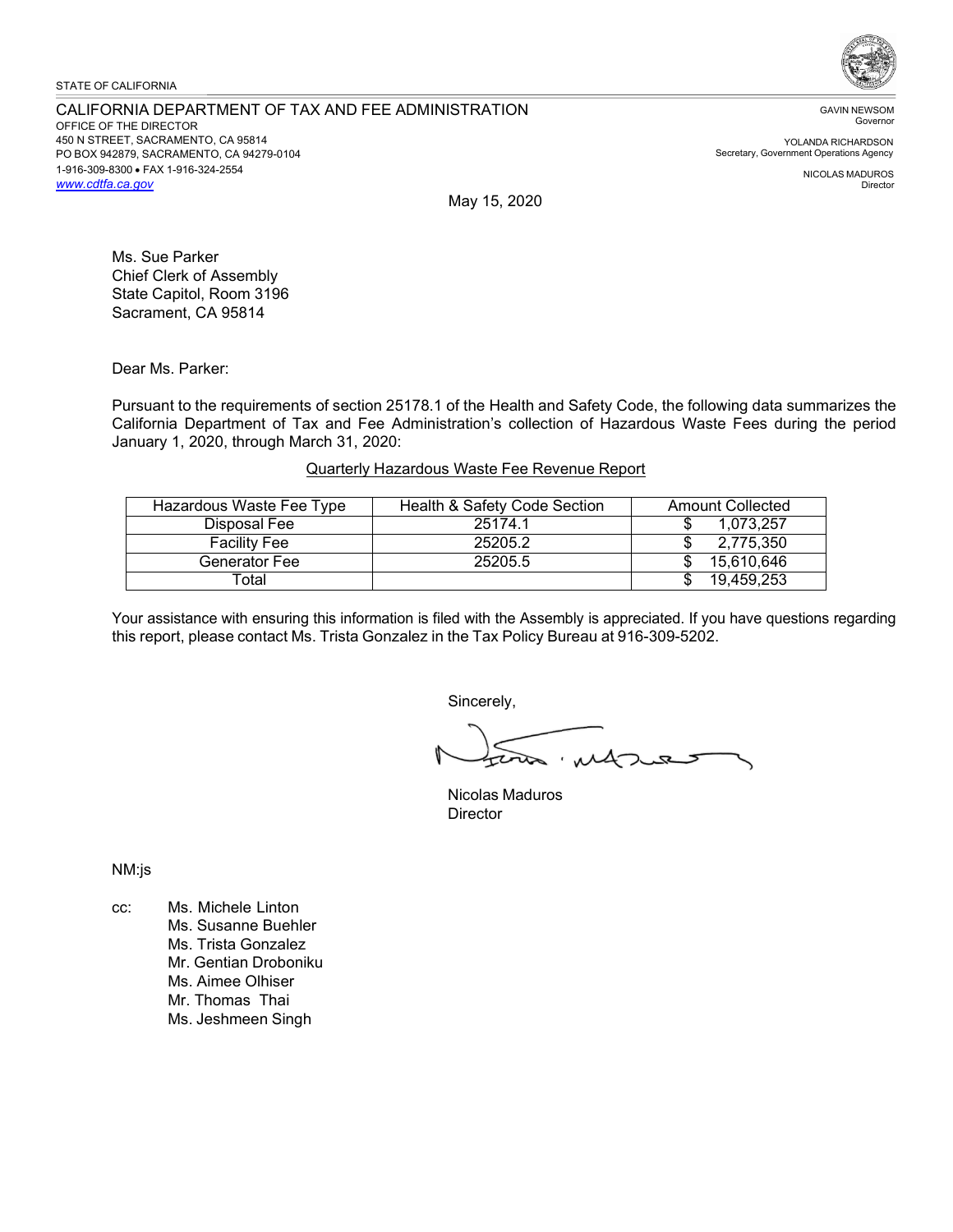STATE OF CALIFORNIA

CALIFORNIA DEPARTMENT OF TAX AND FEE ADMINISTRATION
OFFICE OF THE DIRECTOR
450 N STREET, SACRAMENTO, CA 95814
PO BOX 942879, SACRAMENTO, CA 94279-0104
1-916-309-8300 • FAX 1-916-324-2554
www.cdtfa.ca.gov

GAVIN NEWSOM
Governor

YOLANDA RICHARDSON
Secretary, Government Operations Agency

NICOLAS MADUROS
Director

May 15, 2020

Ms. Sue Parker
Chief Clerk of Assembly
State Capitol, Room 3196
Sacrament, CA 95814

Dear Ms. Parker:

Pursuant to the requirements of section 25178.1 of the Health and Safety Code, the following data summarizes the California Department of Tax and Fee Administration's collection of Hazardous Waste Fees during the period January 1, 2020, through March 31, 2020:

Quarterly Hazardous Waste Fee Revenue Report

| Hazardous Waste Fee Type | Health & Safety Code Section | Amount Collected |
|---|---|---|
| Disposal Fee | 25174.1 | $ 1,073,257 |
| Facility Fee | 25205.2 | $ 2,775,350 |
| Generator Fee | 25205.5 | $ 15,610,646 |
| Total | | $ 19,459,253 |

Your assistance with ensuring this information is filed with the Assembly is appreciated. If you have questions regarding this report, please contact Ms. Trista Gonzalez in the Tax Policy Bureau at 916-309-5202.

Sincerely,

Nicolas Maduros
Director

NM:js

cc: Ms. Michele Linton
Ms. Susanne Buehler
Ms. Trista Gonzalez
Mr. Gentian Droboniku
Ms. Aimee Olhiser
Mr. Thomas Thai
Ms. Jeshmeen Singh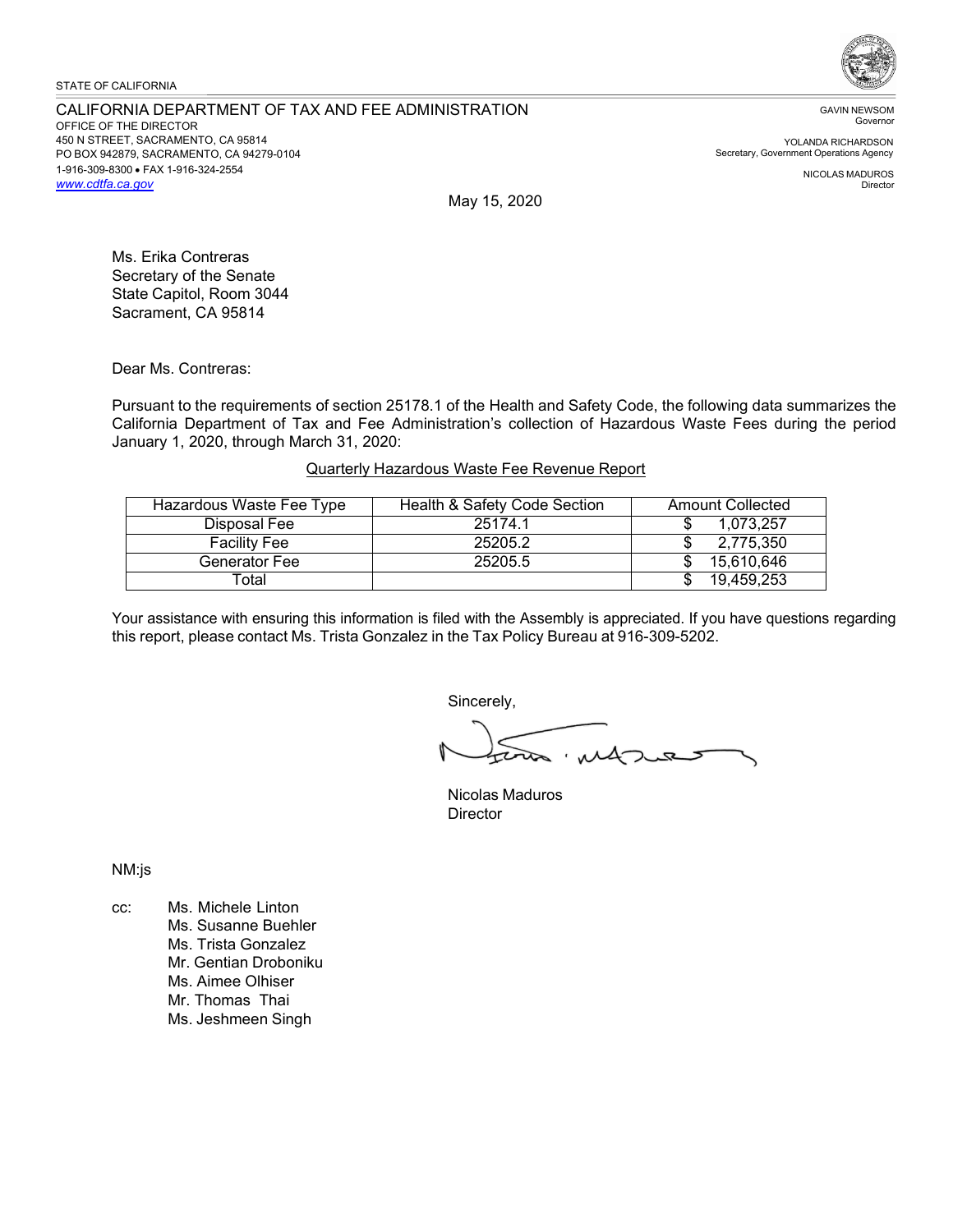STATE OF CALIFORNIA

CALIFORNIA DEPARTMENT OF TAX AND FEE ADMINISTRATION
OFFICE OF THE DIRECTOR
450 N STREET, SACRAMENTO, CA 95814
PO BOX 942879, SACRAMENTO, CA 94279-0104
1-916-309-8300 • FAX 1-916-324-2554
www.cdtfa.ca.gov

GAVIN NEWSOM
Governor

YOLANDA RICHARDSON
Secretary, Government Operations Agency

NICOLAS MADUROS
Director

May 15, 2020

Ms. Erika Contreras
Secretary of the Senate
State Capitol, Room 3044
Sacrament, CA 95814

Dear Ms. Contreras:

Pursuant to the requirements of section 25178.1 of the Health and Safety Code, the following data summarizes the California Department of Tax and Fee Administration's collection of Hazardous Waste Fees during the period January 1, 2020, through March 31, 2020:

Quarterly Hazardous Waste Fee Revenue Report

| Hazardous Waste Fee Type | Health & Safety Code Section | Amount Collected |
|---|---|---|
| Disposal Fee | 25174.1 | $ 1,073,257 |
| Facility Fee | 25205.2 | $ 2,775,350 |
| Generator Fee | 25205.5 | $ 15,610,646 |
| Total | | $ 19,459,253 |

Your assistance with ensuring this information is filed with the Assembly is appreciated. If you have questions regarding this report, please contact Ms. Trista Gonzalez in the Tax Policy Bureau at 916-309-5202.

Sincerely,

Nicolas Maduros
Director

NM:js

cc: Ms. Michele Linton
Ms. Susanne Buehler
Ms. Trista Gonzalez
Mr. Gentian Droboniku
Ms. Aimee Olhiser
Mr. Thomas Thai
Ms. Jeshmeen Singh